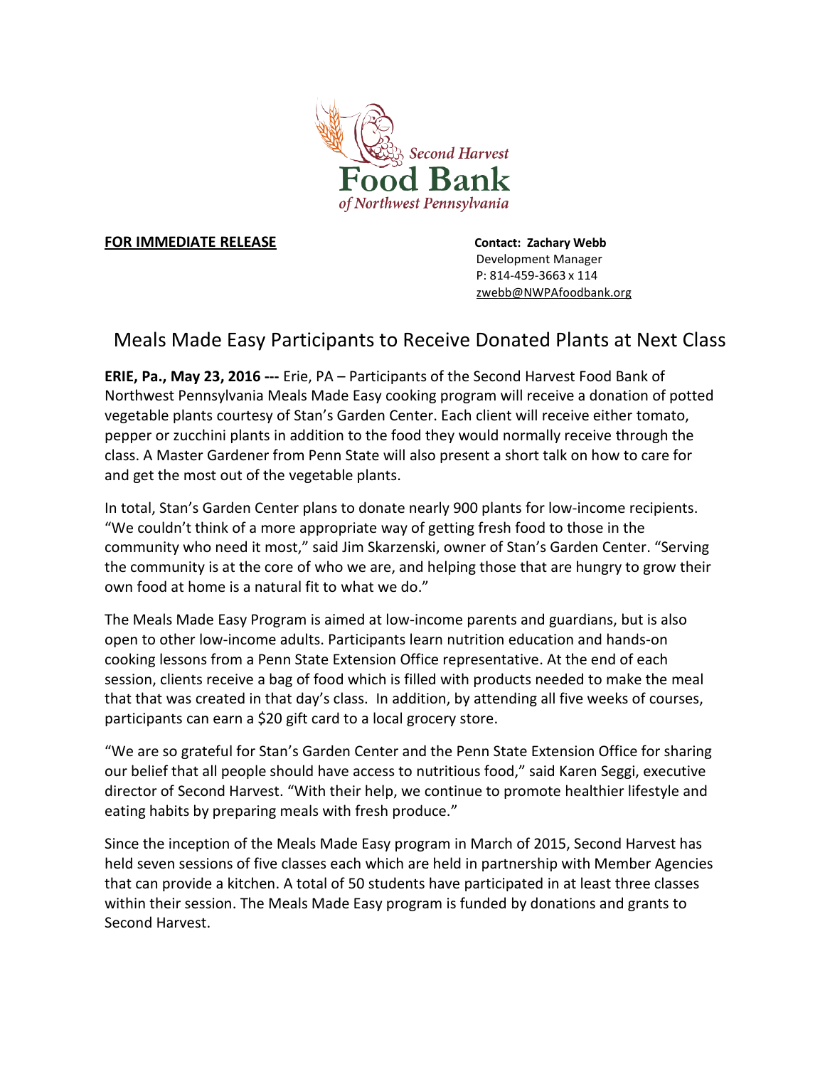Second Harvest Food Bank of Northwest Pennsylvania

**FOR IMMEDIATE RELEASE**

**Contact: Zachary Webb**
Development Manager
P: 814-459-3663 x 114
zwebb@NWPAfoodbank.org

# Meals Made Easy Participants to Receive Donated Plants at Next Class

**ERIE, Pa., May 23, 2016 ---** Erie, PA – Participants of the Second Harvest Food Bank of Northwest Pennsylvania Meals Made Easy cooking program will receive a donation of potted vegetable plants courtesy of Stan's Garden Center. Each client will receive either tomato, pepper or zucchini plants in addition to the food they would normally receive through the class. A Master Gardener from Penn State will also present a short talk on how to care for and get the most out of the vegetable plants.

In total, Stan's Garden Center plans to donate nearly 900 plants for low-income recipients. "We couldn't think of a more appropriate way of getting fresh food to those in the community who need it most," said Jim Skarzenski, owner of Stan's Garden Center. "Serving the community is at the core of who we are, and helping those that are hungry to grow their own food at home is a natural fit to what we do."

The Meals Made Easy Program is aimed at low-income parents and guardians, but is also open to other low-income adults. Participants learn nutrition education and hands-on cooking lessons from a Penn State Extension Office representative. At the end of each session, clients receive a bag of food which is filled with products needed to make the meal that that was created in that day's class. In addition, by attending all five weeks of courses, participants can earn a $20 gift card to a local grocery store.

"We are so grateful for Stan's Garden Center and the Penn State Extension Office for sharing our belief that all people should have access to nutritious food," said Karen Seggi, executive director of Second Harvest. "With their help, we continue to promote healthier lifestyle and eating habits by preparing meals with fresh produce."

Since the inception of the Meals Made Easy program in March of 2015, Second Harvest has held seven sessions of five classes each which are held in partnership with Member Agencies that can provide a kitchen. A total of 50 students have participated in at least three classes within their session. The Meals Made Easy program is funded by donations and grants to Second Harvest.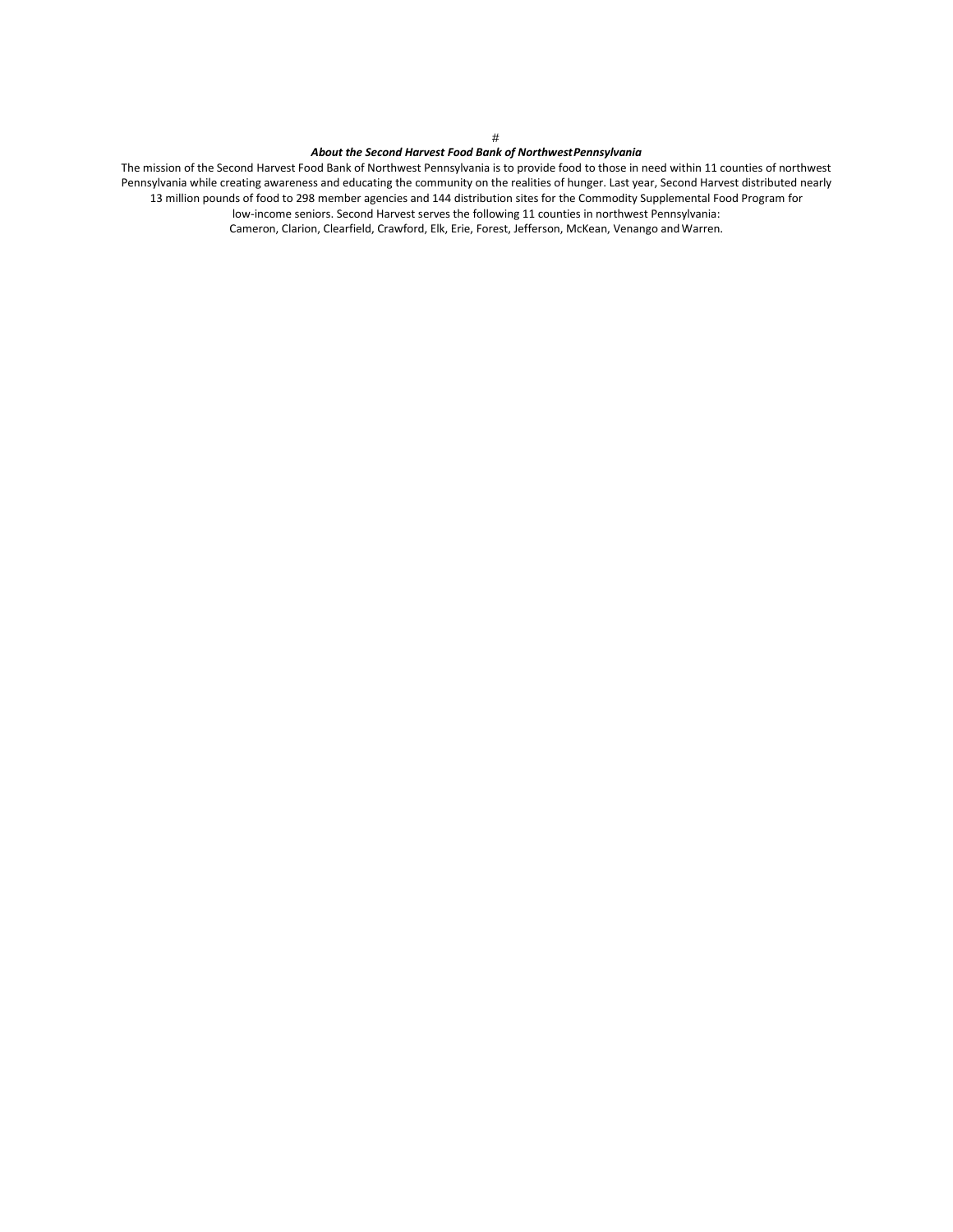#

***About the Second Harvest Food Bank of Northwest Pennsylvania***

The mission of the Second Harvest Food Bank of Northwest Pennsylvania is to provide food to those in need within 11 counties of northwest Pennsylvania while creating awareness and educating the community on the realities of hunger. Last year, Second Harvest distributed nearly 13 million pounds of food to 298 member agencies and 144 distribution sites for the Commodity Supplemental Food Program for low-income seniors. Second Harvest serves the following 11 counties in northwest Pennsylvania: Cameron, Clarion, Clearfield, Crawford, Elk, Erie, Forest, Jefferson, McKean, Venango and Warren.